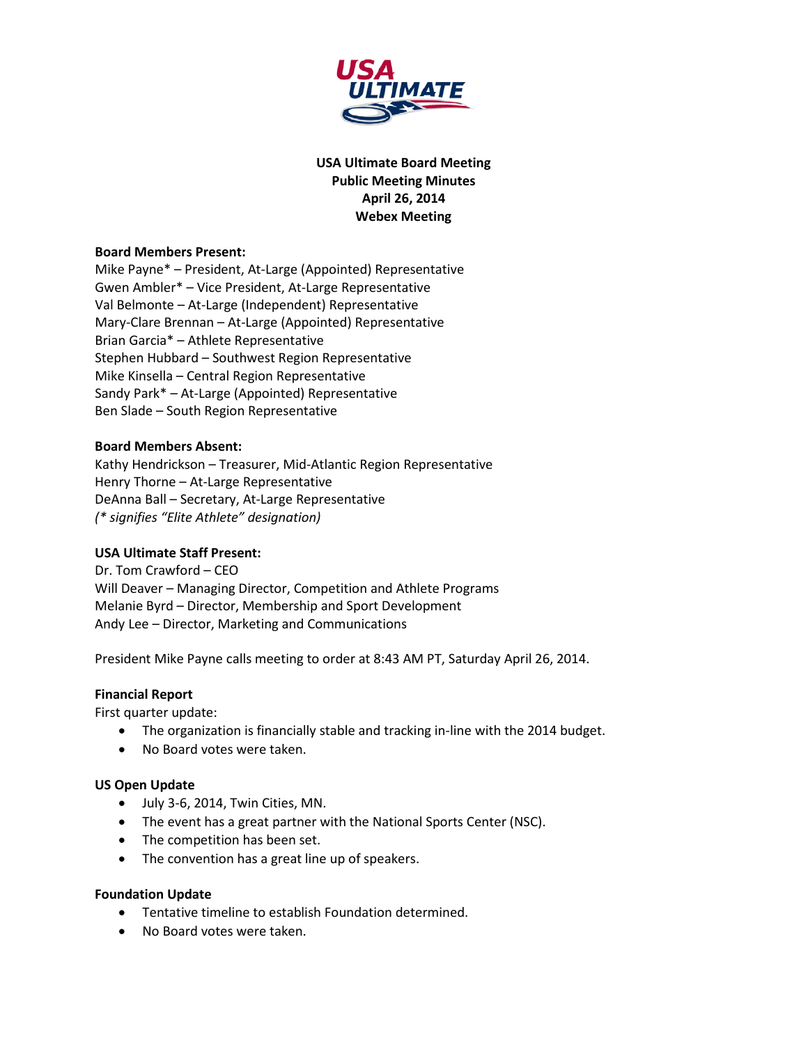**USA Ultimate Board Meeting**
**Public Meeting Minutes**
**April 26, 2014**
**Webex Meeting**

**Board Members Present:**
Mike Payne* – President, At-Large (Appointed) Representative
Gwen Ambler* – Vice President, At-Large Representative
Val Belmonte – At-Large (Independent) Representative
Mary-Clare Brennan – At-Large (Appointed) Representative
Brian Garcia* – Athlete Representative
Stephen Hubbard – Southwest Region Representative
Mike Kinsella – Central Region Representative
Sandy Park* – At-Large (Appointed) Representative
Ben Slade – South Region Representative

**Board Members Absent:**
Kathy Hendrickson – Treasurer, Mid-Atlantic Region Representative
Henry Thorne – At-Large Representative
DeAnna Ball – Secretary, At-Large Representative
*(* signifies "Elite Athlete" designation)*

**USA Ultimate Staff Present:**
Dr. Tom Crawford – CEO
Will Deaver – Managing Director, Competition and Athlete Programs
Melanie Byrd – Director, Membership and Sport Development
Andy Lee – Director, Marketing and Communications

President Mike Payne calls meeting to order at 8:43 AM PT, Saturday April 26, 2014.

**Financial Report**
First quarter update:

- The organization is financially stable and tracking in-line with the 2014 budget.
- No Board votes were taken.

**US Open Update**

- July 3-6, 2014, Twin Cities, MN.
- The event has a great partner with the National Sports Center (NSC).
- The competition has been set.
- The convention has a great line up of speakers.

**Foundation Update**

- Tentative timeline to establish Foundation determined.
- No Board votes were taken.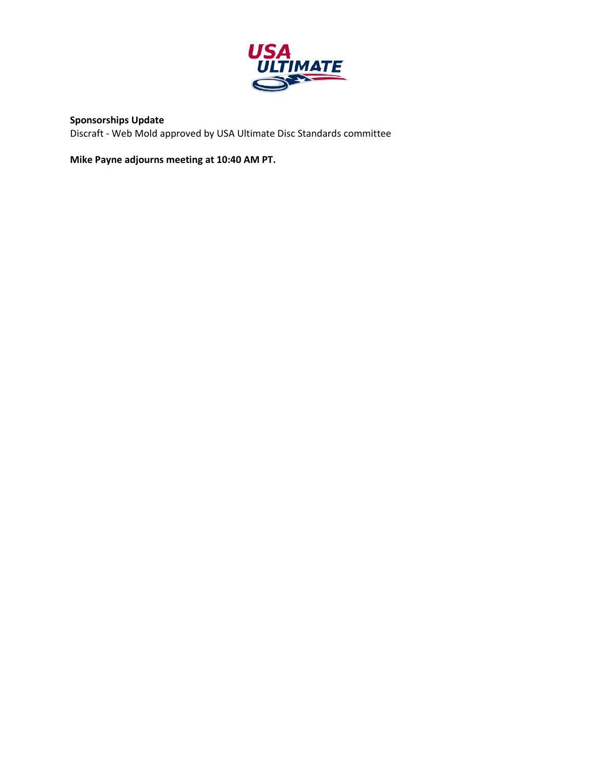**Sponsorships Update**
Discraft - Web Mold approved by USA Ultimate Disc Standards committee

**Mike Payne adjourns meeting at 10:40 AM PT.**